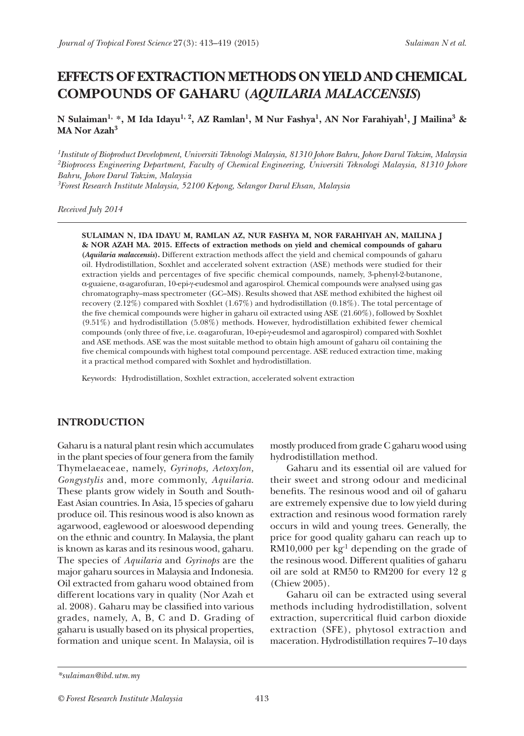# EFFECTS OF EXTRACTION METHODS ON YIELD AND CHEMICAL COMPOUNDS OF GAHARU (*AQUILARIA MALACCENSIS*)

**N Sulaiman[1, *], M Ida Idayu[1, 2], AZ Ramlan[1], M Nur Fashya[1], AN Nor Farahiyah[1], J Mailina[3] & MA Nor Azah[3]**

*[1]Institute of Bioproduct Development, Universiti Teknologi Malaysia, 81310 Johore Bahru, Johore Darul Takzim, Malaysia*
*[2]Bioprocess Engineering Department, Faculty of Chemical Engineering, Universiti Teknologi Malaysia, 81310 Johore Bahru, Johore Darul Takzim, Malaysia*
*[3]Forest Research Institute Malaysia, 52100 Kepong, Selangor Darul Ehsan, Malaysia*

*Received July 2014*

**SULAIMAN N, IDA IDAYU M, RAMLAN AZ, NUR FASHYA M, NOR FARAHIYAH AN, MAILINA J & NOR AZAH MA. 2015. Effects of extraction methods on yield and chemical compounds of gaharu (*Aquilaria malaccensis*).** Different extraction methods affect the yield and chemical compounds of gaharu oil. Hydrodistillation, Soxhlet and accelerated solvent extraction (ASE) methods were studied for their extraction yields and percentages of five specific chemical compounds, namely, 3-phenyl-2-butanone, α-guaiene, α-agarofuran, 10-epi-γ-eudesmol and agarospirol. Chemical compounds were analysed using gas chromatography–mass spectrometer (GC–MS). Results showed that ASE method exhibited the highest oil recovery (2.12%) compared with Soxhlet (1.67%) and hydrodistillation (0.18%). The total percentage of the five chemical compounds were higher in gaharu oil extracted using ASE (21.60%), followed by Soxhlet (9.51%) and hydrodistillation (5.08%) methods. However, hydrodistillation exhibited fewer chemical compounds (only three of five, i.e. α-agarofuran, 10-epi-γ-eudesmol and agarospirol) compared with Soxhlet and ASE methods. ASE was the most suitable method to obtain high amount of gaharu oil containing the five chemical compounds with highest total compound percentage. ASE reduced extraction time, making it a practical method compared with Soxhlet and hydrodistillation.

Keywords: Hydrodistillation, Soxhlet extraction, accelerated solvent extraction

## INTRODUCTION

Gaharu is a natural plant resin which accumulates in the plant species of four genera from the family Thymelaeaceae, namely, *Gyrinops, Aetoxylon, Gongystylis* and, more commonly, *Aquilaria*. These plants grow widely in South and South-East Asian countries. In Asia, 15 species of gaharu produce oil. This resinous wood is also known as agarwood, eaglewood or aloeswood depending on the ethnic and country. In Malaysia, the plant is known as karas and its resinous wood, gaharu. The species of *Aquilaria* and *Gyrinops* are the major gaharu sources in Malaysia and Indonesia. Oil extracted from gaharu wood obtained from different locations vary in quality (Nor Azah et al. 2008). Gaharu may be classified into various grades, namely, A, B, C and D. Grading of gaharu is usually based on its physical properties, formation and unique scent. In Malaysia, oil is mostly produced from grade C gaharu wood using hydrodistillation method.

Gaharu and its essential oil are valued for their sweet and strong odour and medicinal benefits. The resinous wood and oil of gaharu are extremely expensive due to low yield during extraction and resinous wood formation rarely occurs in wild and young trees. Generally, the price for good quality gaharu can reach up to RM10,000 per $kg^{-1}$ depending on the grade of the resinous wood. Different qualities of gaharu oil are sold at RM50 to RM200 for every 12 g (Chiew 2005).

Gaharu oil can be extracted using several methods including hydrodistillation, solvent extraction, supercritical fluid carbon dioxide extraction (SFE), phytosol extraction and maceration. Hydrodistillation requires 7–10 days

*sulaiman@ibd.utm.my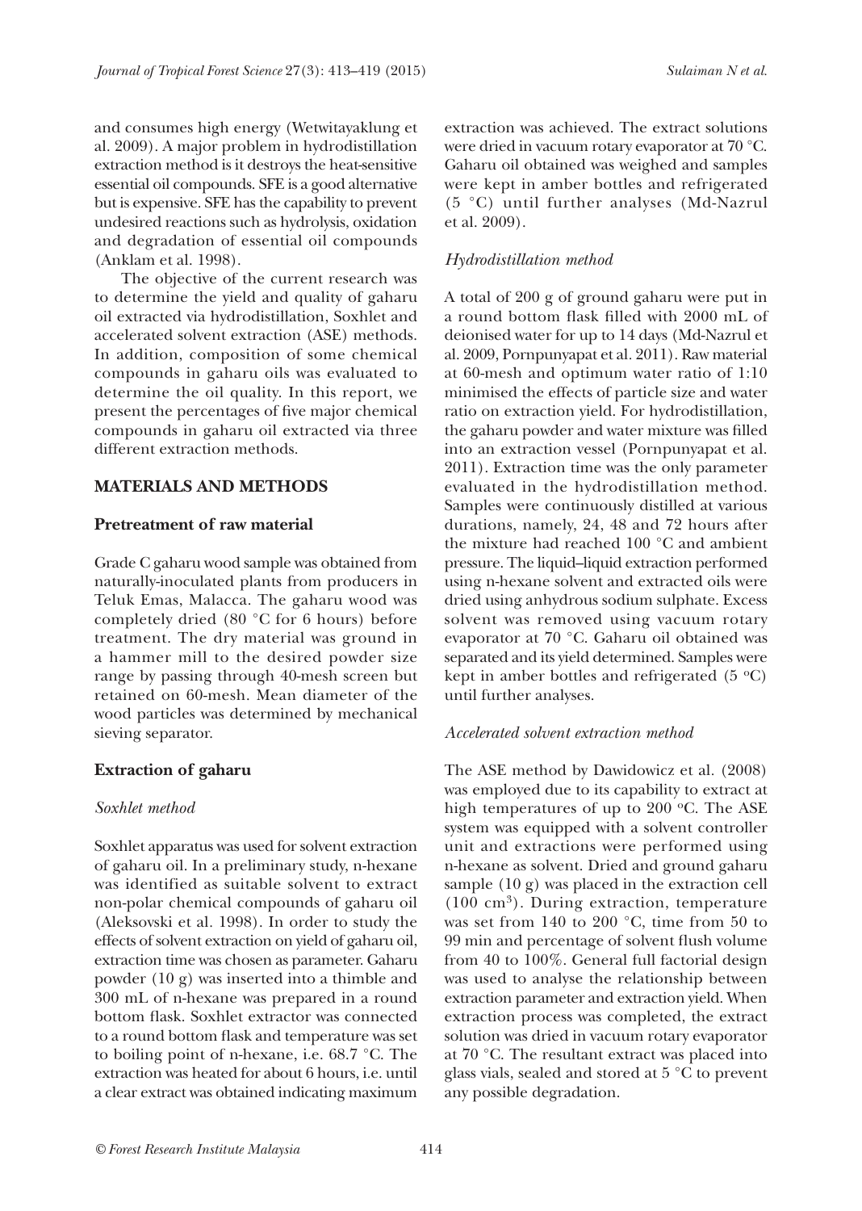and consumes high energy (Wetwitayaklung et al. 2009). A major problem in hydrodistillation extraction method is it destroys the heat-sensitive essential oil compounds. SFE is a good alternative but is expensive. SFE has the capability to prevent undesired reactions such as hydrolysis, oxidation and degradation of essential oil compounds (Anklam et al. 1998).

The objective of the current research was to determine the yield and quality of gaharu oil extracted via hydrodistillation, Soxhlet and accelerated solvent extraction (ASE) methods. In addition, composition of some chemical compounds in gaharu oils was evaluated to determine the oil quality. In this report, we present the percentages of five major chemical compounds in gaharu oil extracted via three different extraction methods.

## MATERIALS AND METHODS

### Pretreatment of raw material

Grade C gaharu wood sample was obtained from naturally-inoculated plants from producers in Teluk Emas, Malacca. The gaharu wood was completely dried (80 °C for 6 hours) before treatment. The dry material was ground in a hammer mill to the desired powder size range by passing through 40-mesh screen but retained on 60-mesh. Mean diameter of the wood particles was determined by mechanical sieving separator.

### Extraction of gaharu

#### *Soxhlet method*

Soxhlet apparatus was used for solvent extraction of gaharu oil. In a preliminary study, n-hexane was identified as suitable solvent to extract non-polar chemical compounds of gaharu oil (Aleksovski et al. 1998). In order to study the effects of solvent extraction on yield of gaharu oil, extraction time was chosen as parameter. Gaharu powder (10 g) was inserted into a thimble and 300 mL of n-hexane was prepared in a round bottom flask. Soxhlet extractor was connected to a round bottom flask and temperature was set to boiling point of n-hexane, i.e. 68.7 °C. The extraction was heated for about 6 hours, i.e. until a clear extract was obtained indicating maximum extraction was achieved. The extract solutions were dried in vacuum rotary evaporator at 70 °C. Gaharu oil obtained was weighed and samples were kept in amber bottles and refrigerated (5 °C) until further analyses (Md-Nazrul et al. 2009).

#### *Hydrodistillation method*

A total of 200 g of ground gaharu were put in a round bottom flask filled with 2000 mL of deionised water for up to 14 days (Md-Nazrul et al. 2009, Pornpunyapat et al. 2011). Raw material at 60-mesh and optimum water ratio of 1:10 minimised the effects of particle size and water ratio on extraction yield. For hydrodistillation, the gaharu powder and water mixture was filled into an extraction vessel (Pornpunyapat et al. 2011). Extraction time was the only parameter evaluated in the hydrodistillation method. Samples were continuously distilled at various durations, namely, 24, 48 and 72 hours after the mixture had reached 100 °C and ambient pressure. The liquid–liquid extraction performed using n-hexane solvent and extracted oils were dried using anhydrous sodium sulphate. Excess solvent was removed using vacuum rotary evaporator at 70 °C. Gaharu oil obtained was separated and its yield determined. Samples were kept in amber bottles and refrigerated (5 °C) until further analyses.

#### *Accelerated solvent extraction method*

The ASE method by Dawidowicz et al. (2008) was employed due to its capability to extract at high temperatures of up to 200 °C. The ASE system was equipped with a solvent controller unit and extractions were performed using n-hexane as solvent. Dried and ground gaharu sample (10 g) was placed in the extraction cell (100 $cm^3$). During extraction, temperature was set from 140 to 200 °C, time from 50 to 99 min and percentage of solvent flush volume from 40 to 100%. General full factorial design was used to analyse the relationship between extraction parameter and extraction yield. When extraction process was completed, the extract solution was dried in vacuum rotary evaporator at 70 °C. The resultant extract was placed into glass vials, sealed and stored at 5 °C to prevent any possible degradation.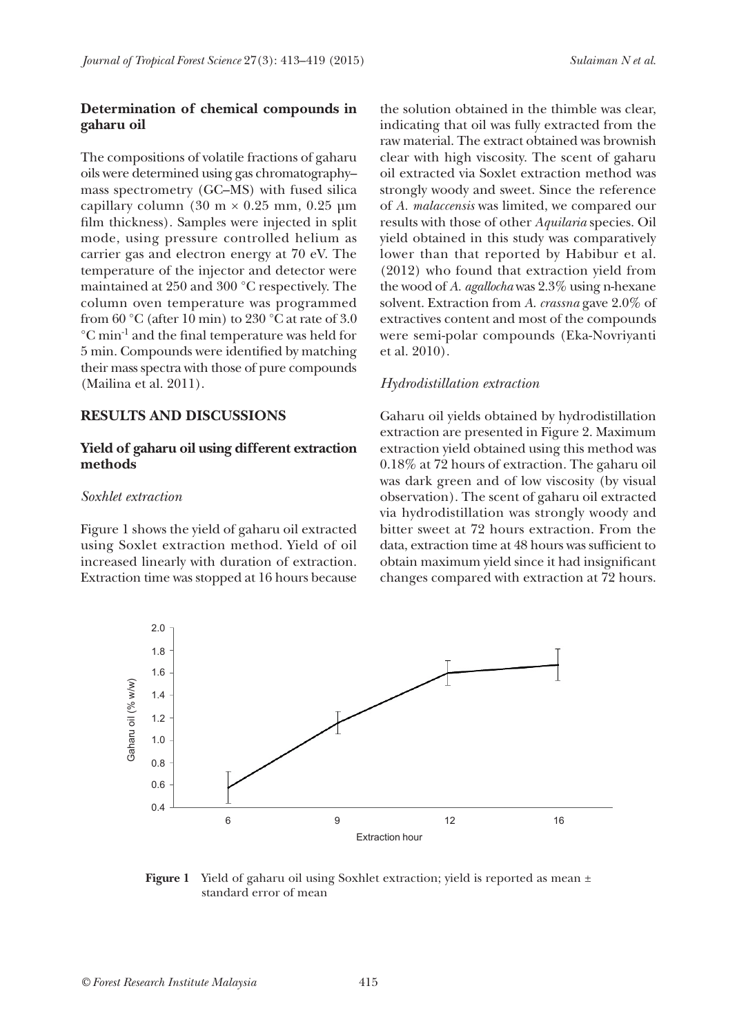## Determination of chemical compounds in gaharu oil

The compositions of volatile fractions of gaharu oils were determined using gas chromatography–mass spectrometry (GC–MS) with fused silica capillary column (30 m × 0.25 mm, 0.25 µm film thickness). Samples were injected in split mode, using pressure controlled helium as carrier gas and electron energy at 70 eV. The temperature of the injector and detector were maintained at 250 and 300 °C respectively. The column oven temperature was programmed from 60 °C (after 10 min) to 230 °C at rate of 3.0 °C $min^{-1}$ and the final temperature was held for 5 min. Compounds were identified by matching their mass spectra with those of pure compounds (Mailina et al. 2011).

# RESULTS AND DISCUSSIONS

## Yield of gaharu oil using different extraction methods

### *Soxhlet extraction*

Figure 1 shows the yield of gaharu oil extracted using Soxhlet extraction method. Yield of oil increased linearly with duration of extraction. Extraction time was stopped at 16 hours because the solution obtained in the thimble was clear, indicating that oil was fully extracted from the raw material. The extract obtained was brownish clear with high viscosity. The scent of gaharu oil extracted via Soxlet extraction method was strongly woody and sweet. Since the reference of *A. malaccensis* was limited, we compared our results with those of other *Aquilaria* species. Oil yield obtained in this study was comparatively lower than that reported by Habibur et al. (2012) who found that extraction yield from the wood of *A. agallocha* was 2.3% using n-hexane solvent. Extraction from *A. crassna* gave 2.0% of extractives content and most of the compounds were semi-polar compounds (Eka-Novriyanti et al. 2010).

### *Hydrodistillation extraction*

Gaharu oil yields obtained by hydrodistillation extraction are presented in Figure 2. Maximum extraction yield obtained using this method was 0.18% at 72 hours of extraction. The gaharu oil was dark green and of low viscosity (by visual observation). The scent of gaharu oil extracted via hydrodistillation was strongly woody and bitter sweet at 72 hours extraction. From the data, extraction time at 48 hours was sufficient to obtain maximum yield since it had insignificant changes compared with extraction at 72 hours.

**Figure 1** Yield of gaharu oil using Soxhlet extraction; yield is reported as mean ± standard error of mean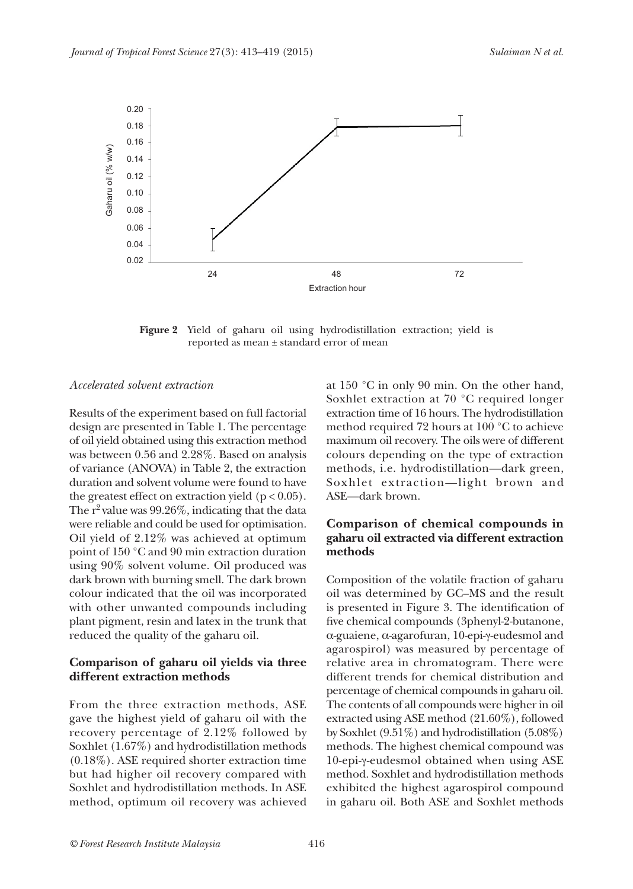**Figure 2** Yield of gaharu oil using hydrodistillation extraction; yield is reported as mean ± standard error of mean

*Accelerated solvent extraction*

Results of the experiment based on full factorial design are presented in Table 1. The percentage of oil yield obtained using this extraction method was between 0.56 and 2.28%. Based on analysis of variance (ANOVA) in Table 2, the extraction duration and solvent volume were found to have the greatest effect on extraction yield ($p < 0.05$). The $r^2$ value was 99.26%, indicating that the data were reliable and could be used for optimisation. Oil yield of 2.12% was achieved at optimum point of 150 °C and 90 min extraction duration using 90% solvent volume. Oil produced was dark brown with burning smell. The dark brown colour indicated that the oil was incorporated with other unwanted compounds including plant pigment, resin and latex in the trunk that reduced the quality of the gaharu oil.

## Comparison of gaharu oil yields via three different extraction methods

From the three extraction methods, ASE gave the highest yield of gaharu oil with the recovery percentage of 2.12% followed by Soxhlet (1.67%) and hydrodistillation methods (0.18%). ASE required shorter extraction time but had higher oil recovery compared with Soxhlet and hydrodistillation methods. In ASE method, optimum oil recovery was achieved at 150 °C in only 90 min. On the other hand, Soxhlet extraction at 70 °C required longer extraction time of 16 hours. The hydrodistillation method required 72 hours at 100 °C to achieve maximum oil recovery. The oils were of different colours depending on the type of extraction methods, i.e. hydrodistillation—dark green, Soxhlet extraction—light brown and ASE—dark brown.

## Comparison of chemical compounds in gaharu oil extracted via different extraction methods

Composition of the volatile fraction of gaharu oil was determined by GC–MS and the result is presented in Figure 3. The identification of five chemical compounds (3phenyl-2-butanone, α-guaiene, α-agarofuran, 10-epi-γ-eudesmol and agarospirol) was measured by percentage of relative area in chromatogram. There were different trends for chemical distribution and percentage of chemical compounds in gaharu oil. The contents of all compounds were higher in oil extracted using ASE method (21.60%), followed by Soxhlet (9.51%) and hydrodistillation (5.08%) methods. The highest chemical compound was 10-epi-γ-eudesmol obtained when using ASE method. Soxhlet and hydrodistillation methods exhibited the highest agarospirol compound in gaharu oil. Both ASE and Soxhlet methods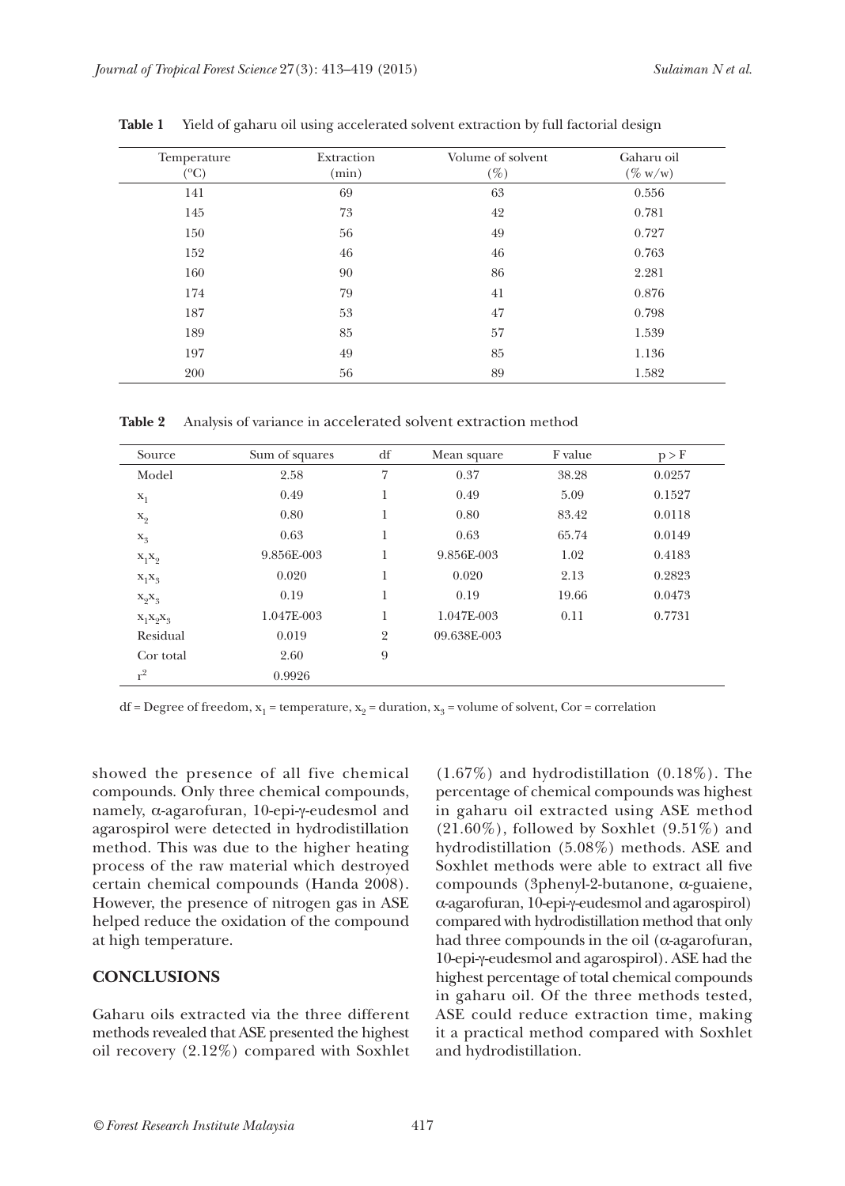**Table 1** Yield of gaharu oil using accelerated solvent extraction by full factorial design

| Temperature (°C) | Extraction (min) | Volume of solvent (%) | Gaharu oil (% w/w) |
|---|---|---|---|
| 141 | 69 | 63 | 0.556 |
| 145 | 73 | 42 | 0.781 |
| 150 | 56 | 49 | 0.727 |
| 152 | 46 | 46 | 0.763 |
| 160 | 90 | 86 | 2.281 |
| 174 | 79 | 41 | 0.876 |
| 187 | 53 | 47 | 0.798 |
| 189 | 85 | 57 | 1.539 |
| 197 | 49 | 85 | 1.136 |
| 200 | 56 | 89 | 1.582 |

**Table 2** Analysis of variance in accelerated solvent extraction method

| Source | Sum of squares | df | Mean square | F value | p > F |
|---|---|---|---|---|---|
| Model | 2.58 | 7 | 0.37 | 38.28 | 0.0257 |
| $x_1$ | 0.49 | 1 | 0.49 | 5.09 | 0.1527 |
| $x_2$ | 0.80 | 1 | 0.80 | 83.42 | 0.0118 |
| $x_3$ | 0.63 | 1 | 0.63 | 65.74 | 0.0149 |
| $x_1x_2$ | 9.856E-003 | 1 | 9.856E-003 | 1.02 | 0.4183 |
| $x_1x_3$ | 0.020 | 1 | 0.020 | 2.13 | 0.2823 |
| $x_2x_3$ | 0.19 | 1 | 0.19 | 19.66 | 0.0473 |
| $x_1x_2x_3$ | 1.047E-003 | 1 | 1.047E-003 | 0.11 | 0.7731 |
| Residual | 0.019 | 2 | 09.638E-003 | | |
| Cor total | 2.60 | 9 | | | |
| $r^2$ | 0.9926 | | | | |

df = Degree of freedom, $x_1$ = temperature, $x_2$ = duration, $x_3$ = volume of solvent, Cor = correlation

showed the presence of all five chemical compounds. Only three chemical compounds, namely, α-agarofuran, 10-epi-γ-eudesmol and agarospirol were detected in hydrodistillation method. This was due to the higher heating process of the raw material which destroyed certain chemical compounds (Handa 2008). However, the presence of nitrogen gas in ASE helped reduce the oxidation of the compound at high temperature.

## CONCLUSIONS

Gaharu oils extracted via the three different methods revealed that ASE presented the highest oil recovery (2.12%) compared with Soxhlet (1.67%) and hydrodistillation (0.18%). The percentage of chemical compounds was highest in gaharu oil extracted using ASE method (21.60%), followed by Soxhlet (9.51%) and hydrodistillation (5.08%) methods. ASE and Soxhlet methods were able to extract all five compounds (3phenyl-2-butanone, α-guaiene, α-agarofuran, 10-epi-γ-eudesmol and agarospirol) compared with hydrodistillation method that only had three compounds in the oil (α-agarofuran, 10-epi-γ-eudesmol and agarospirol). ASE had the highest percentage of total chemical compounds in gaharu oil. Of the three methods tested, ASE could reduce extraction time, making it a practical method compared with Soxhlet and hydrodistillation.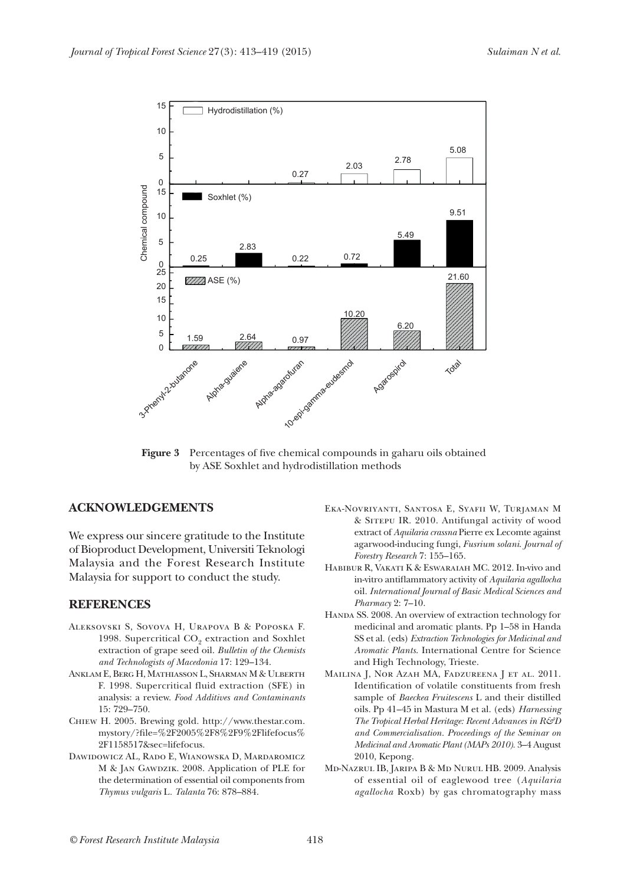**Figure 3** Percentages of five chemical compounds in gaharu oils obtained by ASE Soxhlet and hydrodistillation methods

## ACKNOWLEDGEMENTS

We express our sincere gratitude to the Institute of Bioproduct Development, Universiti Teknologi Malaysia and the Forest Research Institute Malaysia for support to conduct the study.

## REFERENCES

Aleksovski S, Sovova H, Urapova B & Poposka F. 1998. Supercritical $CO_2$ extraction and Soxhlet extraction of grape seed oil. *Bulletin of the Chemists and Technologists of Macedonia* 17: 129–134.

Anklam E, Berg H, Mathiasson L, Sharman M & Ulberth F. 1998. Supercritical fluid extraction (SFE) in analysis: a review. *Food Additives and Contaminants* 15: 729–750.

Chiew H. 2005. Brewing gold. http://www.thestar.com.mystory/?file=%2F2005%2F8%2F9%2Flifefocus%2F1158517&sec=lifefocus.

Dawidowicz AL, Rado E, Wianowska D, Mardaromicz M & Jan Gawdzik. 2008. Application of PLE for the determination of essential oil components from *Thymus vulgaris* L. *Talanta* 76: 878–884.

Eka-Novriyanti, Santosa E, Syafii W, Turjaman M & Sitepu IR. 2010. Antifungal activity of wood extract of *Aquilaria crassna* Pierre ex Lecomte against agarwood-inducing fungi, *Fusrium solani*. *Journal of Forestry Research* 7: 155–165.

Habibur R, Vakati K & Eswaraiah MC. 2012. In-vivo and in-vitro antiflammatory activity of *Aquilaria agallocha* oil. *International Journal of Basic Medical Sciences and Pharmacy* 2: 7–10.

Handa SS. 2008. An overview of extraction technology for medicinal and aromatic plants. Pp 1–58 in Handa SS et al. (eds) *Extraction Technologies for Medicinal and Aromatic Plants*. International Centre for Science and High Technology, Trieste.

Mailina J, Nor Azah MA, Fadzureena J et al. 2011. Identification of volatile constituents from fresh sample of *Baeckea Fruitescens* L and their distilled oils. Pp 41–45 in Mastura M et al. (eds) *Harnessing The Tropical Herbal Heritage: Recent Advances in R&D and Commercialisation. Proceedings of the Seminar on Medicinal and Aromatic Plant (MAPs 2010)*. 3–4 August 2010, Kepong.

Md-Nazrul IB, Jaripa B & Md Nurul HB. 2009. Analysis of essential oil of eaglewood tree (*Aquilaria agallocha* Roxb) by gas chromatography mass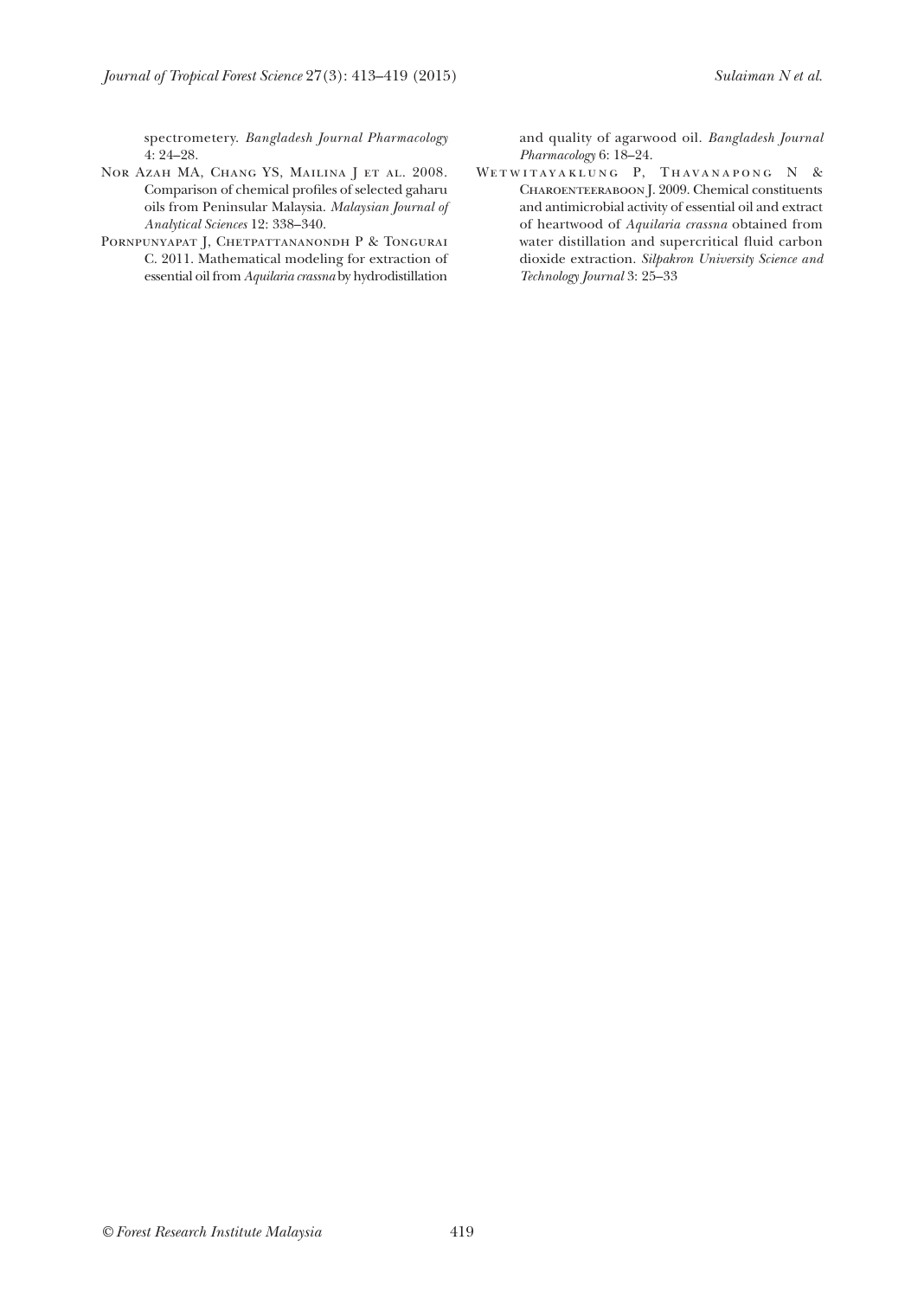spectrometery. *Bangladesh Journal Pharmacology* 4: 24–28.

Nor Azah MA, Chang YS, Mailina J et al. 2008. Comparison of chemical profiles of selected gaharu oils from Peninsular Malaysia. *Malaysian Journal of Analytical Sciences* 12: 338–340.

Pornpunyapat J, Chetpattananondh P & Tongurai C. 2011. Mathematical modeling for extraction of essential oil from *Aquilaria crassna* by hydrodistillation and quality of agarwood oil. *Bangladesh Journal Pharmacology* 6: 18–24.

Wetwitayaklung P, Thavanapong N & Charoenteeraboon J. 2009. Chemical constituents and antimicrobial activity of essential oil and extract of heartwood of *Aquilaria crassna* obtained from water distillation and supercritical fluid carbon dioxide extraction. *Silpakron University Science and Technology Journal* 3: 25–33